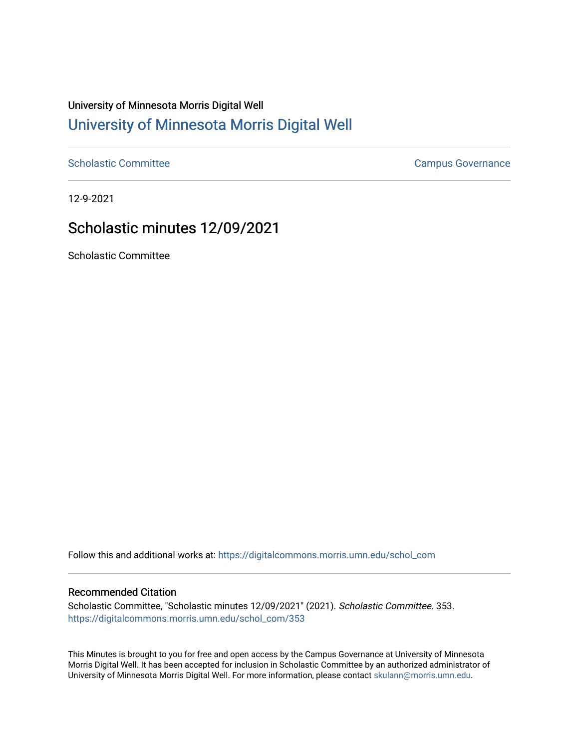University of Minnesota Morris Digital Well

# University of Minnesota Morris Digital Well

Scholastic Committee | Campus Governance

12-9-2021

## Scholastic minutes 12/09/2021

Scholastic Committee

Follow this and additional works at: https://digitalcommons.morris.umn.edu/schol_com

### Recommended Citation

Scholastic Committee, "Scholastic minutes 12/09/2021" (2021). *Scholastic Committee*. 353.
https://digitalcommons.morris.umn.edu/schol_com/353

This Minutes is brought to you for free and open access by the Campus Governance at University of Minnesota Morris Digital Well. It has been accepted for inclusion in Scholastic Committee by an authorized administrator of University of Minnesota Morris Digital Well. For more information, please contact skulann@morris.umn.edu.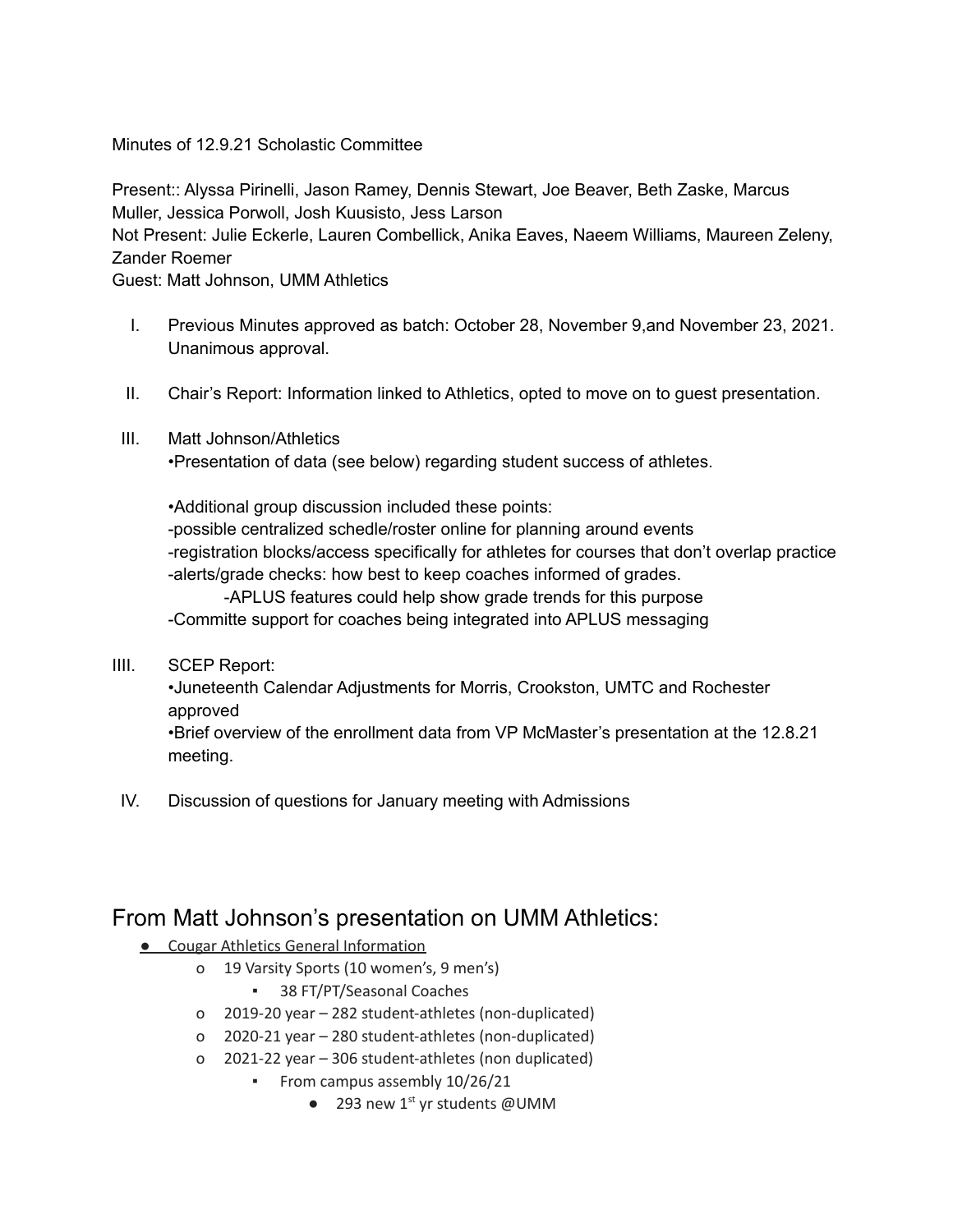Minutes of 12.9.21 Scholastic Committee

Present:: Alyssa Pirinelli, Jason Ramey, Dennis Stewart, Joe Beaver, Beth Zaske, Marcus Muller, Jessica Porwoll, Josh Kuusisto, Jess Larson
Not Present: Julie Eckerle, Lauren Combellick, Anika Eaves, Naeem Williams, Maureen Zeleny, Zander Roemer
Guest: Matt Johnson, UMM Athletics

I. Previous Minutes approved as batch: October 28, November 9,and November 23, 2021. Unanimous approval.

II. Chair's Report: Information linked to Athletics, opted to move on to guest presentation.

III. Matt Johnson/Athletics
•Presentation of data (see below) regarding student success of athletes.

•Additional group discussion included these points:
-possible centralized schedle/roster online for planning around events
-registration blocks/access specifically for athletes for courses that don't overlap practice
-alerts/grade checks: how best to keep coaches informed of grades.
  -APLUS features could help show grade trends for this purpose
-Committe support for coaches being integrated into APLUS messaging

IIII. SCEP Report:
•Juneteenth Calendar Adjustments for Morris, Crookston, UMTC and Rochester approved
•Brief overview of the enrollment data from VP McMaster's presentation at the 12.8.21 meeting.

IV. Discussion of questions for January meeting with Admissions

## From Matt Johnson's presentation on UMM Athletics:

- Cougar Athletics General Information
  - 19 Varsity Sports (10 women's, 9 men's)
    - 38 FT/PT/Seasonal Coaches
  - 2019-20 year – 282 student-athletes (non-duplicated)
  - 2020-21 year – 280 student-athletes (non-duplicated)
  - 2021-22 year – 306 student-athletes (non duplicated)
    - From campus assembly 10/26/21
      - 293 new 1st yr students @UMM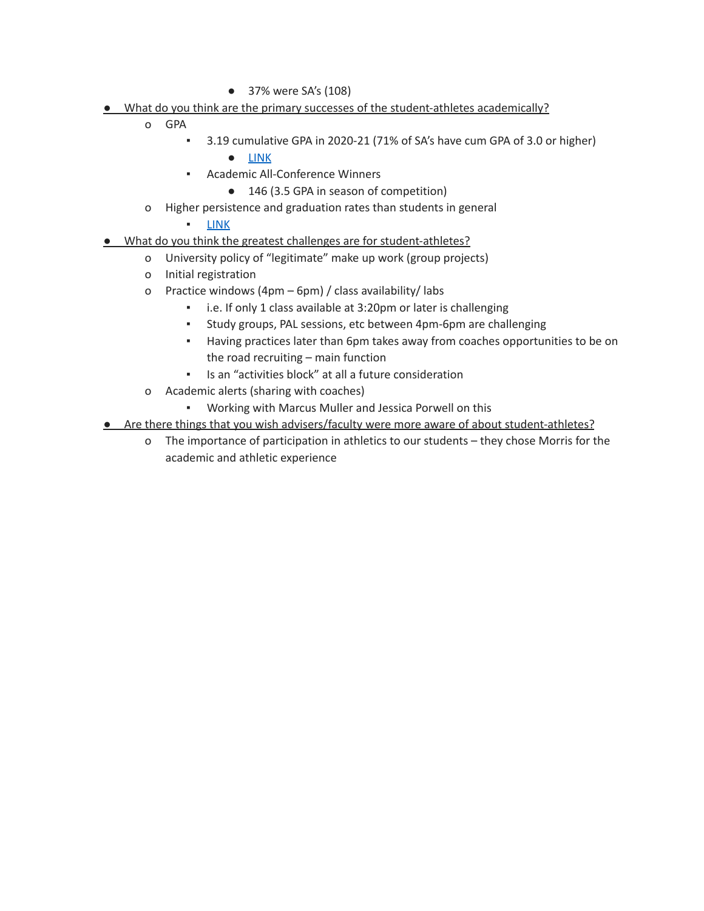- 37% were SA's (108)

- <u>What do you think are the primary successes of the student-athletes academically?</u>
    - GPA
        - 3.19 cumulative GPA in 2020-21 (71% of SA's have cum GPA of 3.0 or higher)
            - LINK
        - Academic All-Conference Winners
            - 146 (3.5 GPA in season of competition)
    - Higher persistence and graduation rates than students in general
        - LINK
- <u>What do you think the greatest challenges are for student-athletes?</u>
    - University policy of "legitimate" make up work (group projects)
    - Initial registration
    - Practice windows (4pm – 6pm) / class availability/ labs
        - i.e. If only 1 class available at 3:20pm or later is challenging
        - Study groups, PAL sessions, etc between 4pm-6pm are challenging
        - Having practices later than 6pm takes away from coaches opportunities to be on the road recruiting – main function
        - Is an "activities block" at all a future consideration
    - Academic alerts (sharing with coaches)
        - Working with Marcus Muller and Jessica Porwell on this
- <u>Are there things that you wish advisers/faculty were more aware of about student-athletes?</u>
    - The importance of participation in athletics to our students – they chose Morris for the academic and athletic experience